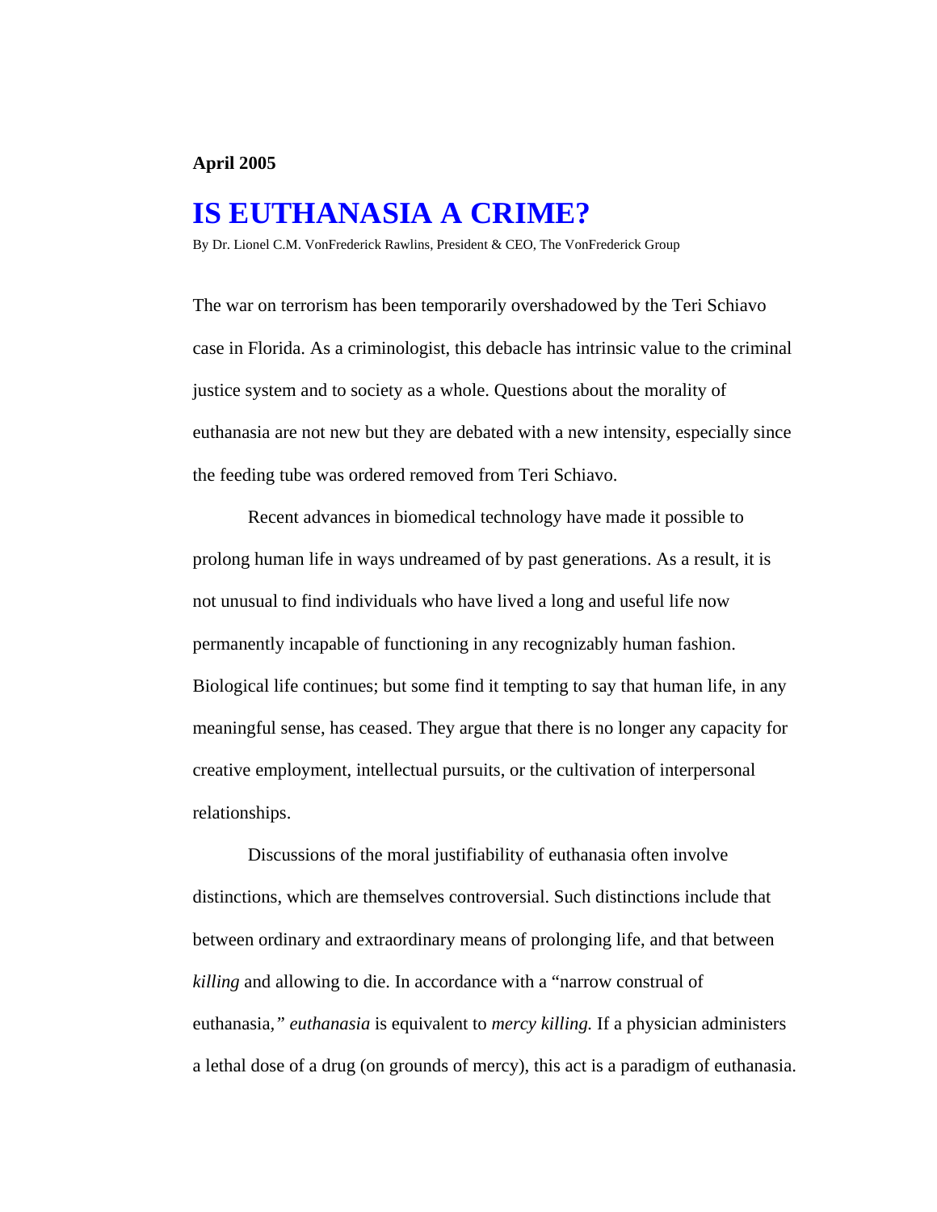**April 2005**

# IS EUTHANASIA A CRIME?

By Dr. Lionel C.M. VonFrederick Rawlins, President & CEO, The VonFrederick Group

The war on terrorism has been temporarily overshadowed by the Teri Schiavo case in Florida. As a criminologist, this debacle has intrinsic value to the criminal justice system and to society as a whole. Questions about the morality of euthanasia are not new but they are debated with a new intensity, especially since the feeding tube was ordered removed from Teri Schiavo.

Recent advances in biomedical technology have made it possible to prolong human life in ways undreamed of by past generations. As a result, it is not unusual to find individuals who have lived a long and useful life now permanently incapable of functioning in any recognizably human fashion. Biological life continues; but some find it tempting to say that human life, in any meaningful sense, has ceased. They argue that there is no longer any capacity for creative employment, intellectual pursuits, or the cultivation of interpersonal relationships.

Discussions of the moral justifiability of euthanasia often involve distinctions, which are themselves controversial. Such distinctions include that between ordinary and extraordinary means of prolonging life, and that between *killing* and allowing to die. In accordance with a "narrow construal of euthanasia," *euthanasia* is equivalent to *mercy killing.* If a physician administers a lethal dose of a drug (on grounds of mercy), this act is a paradigm of euthanasia.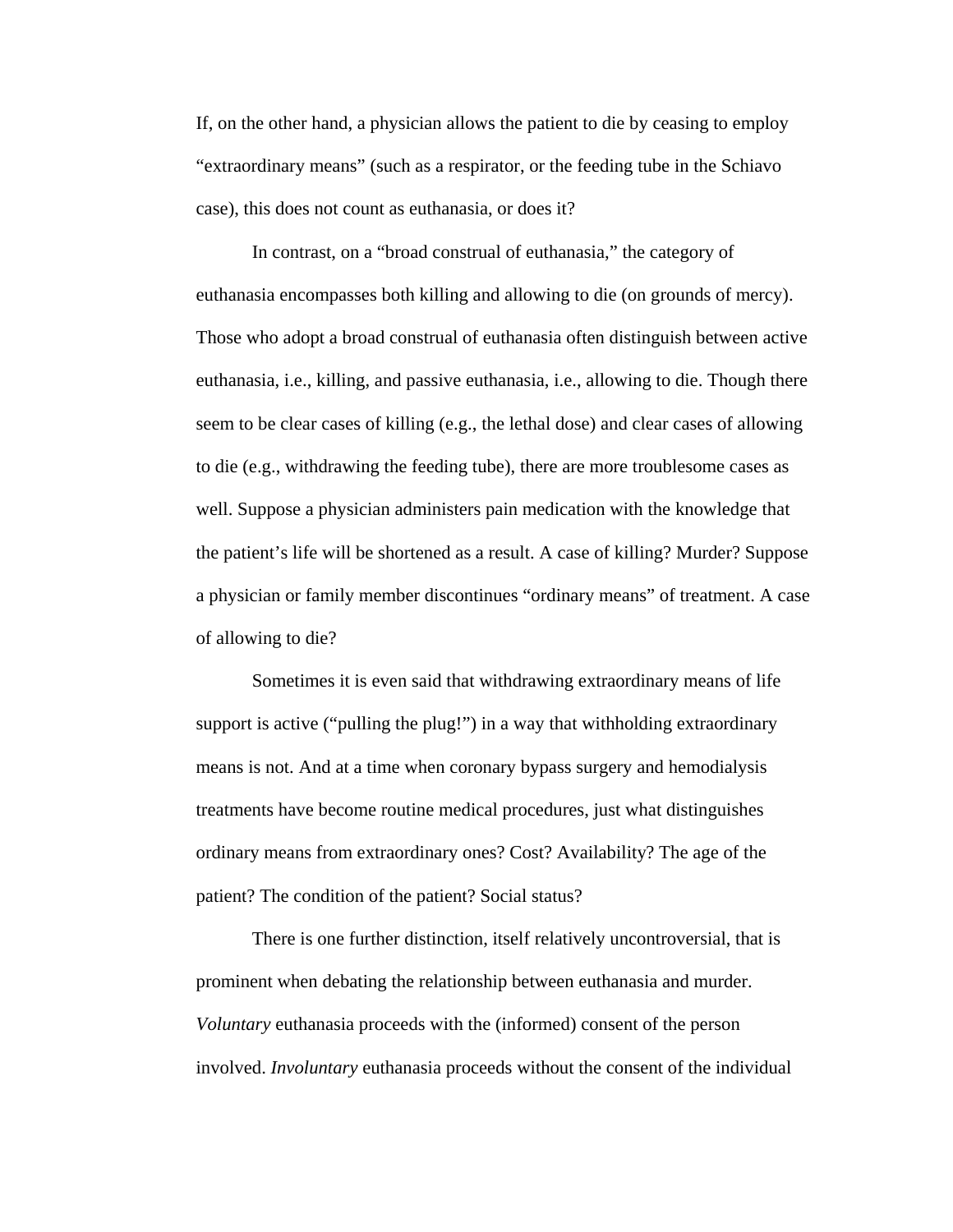If, on the other hand, a physician allows the patient to die by ceasing to employ "extraordinary means" (such as a respirator, or the feeding tube in the Schiavo case), this does not count as euthanasia, or does it?

In contrast, on a "broad construal of euthanasia," the category of euthanasia encompasses both killing and allowing to die (on grounds of mercy). Those who adopt a broad construal of euthanasia often distinguish between active euthanasia, i.e., killing, and passive euthanasia, i.e., allowing to die. Though there seem to be clear cases of killing (e.g., the lethal dose) and clear cases of allowing to die (e.g., withdrawing the feeding tube), there are more troublesome cases as well. Suppose a physician administers pain medication with the knowledge that the patient's life will be shortened as a result. A case of killing? Murder? Suppose a physician or family member discontinues "ordinary means" of treatment. A case of allowing to die?

Sometimes it is even said that withdrawing extraordinary means of life support is active ("pulling the plug!") in a way that withholding extraordinary means is not. And at a time when coronary bypass surgery and hemodialysis treatments have become routine medical procedures, just what distinguishes ordinary means from extraordinary ones? Cost? Availability? The age of the patient? The condition of the patient? Social status?

There is one further distinction, itself relatively uncontroversial, that is prominent when debating the relationship between euthanasia and murder. *Voluntary* euthanasia proceeds with the (informed) consent of the person involved. *Involuntary* euthanasia proceeds without the consent of the individual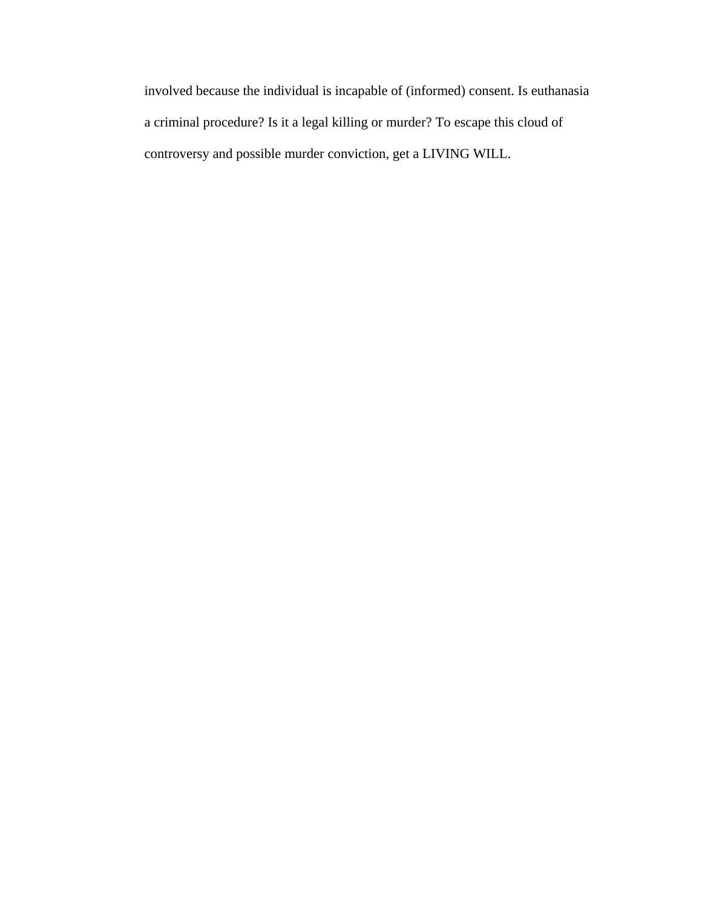involved because the individual is incapable of (informed) consent. Is euthanasia a criminal procedure? Is it a legal killing or murder? To escape this cloud of controversy and possible murder conviction, get a LIVING WILL.